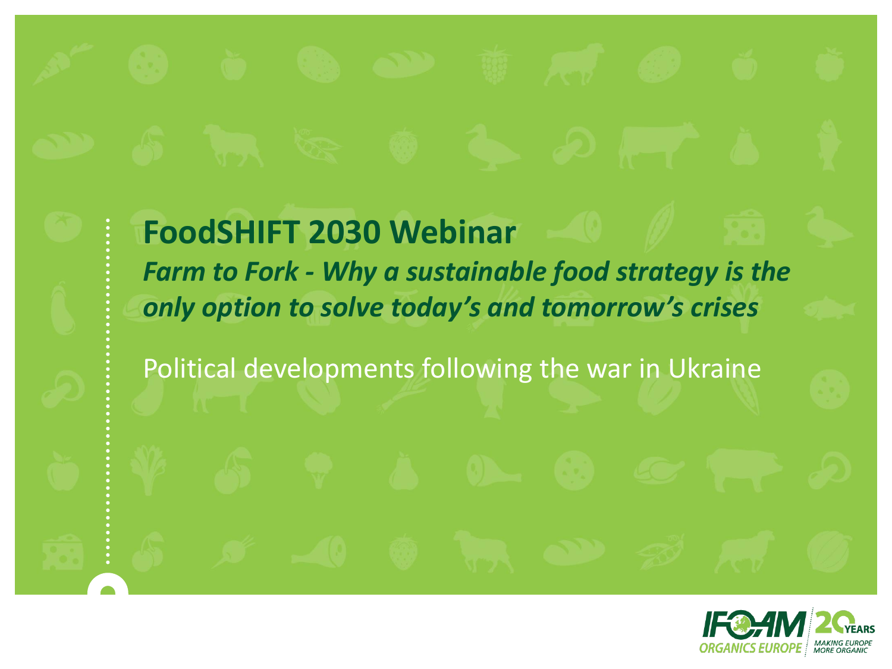# FoodSHIFT 2030 Webinar

***Farm to Fork - Why a sustainable food strategy is the only option to solve today's and tomorrow's crises***

Political developments following the war in Ukraine

IFOAM ORGANICS EUROPE

20 YEARS MAKING EUROPE MORE ORGANIC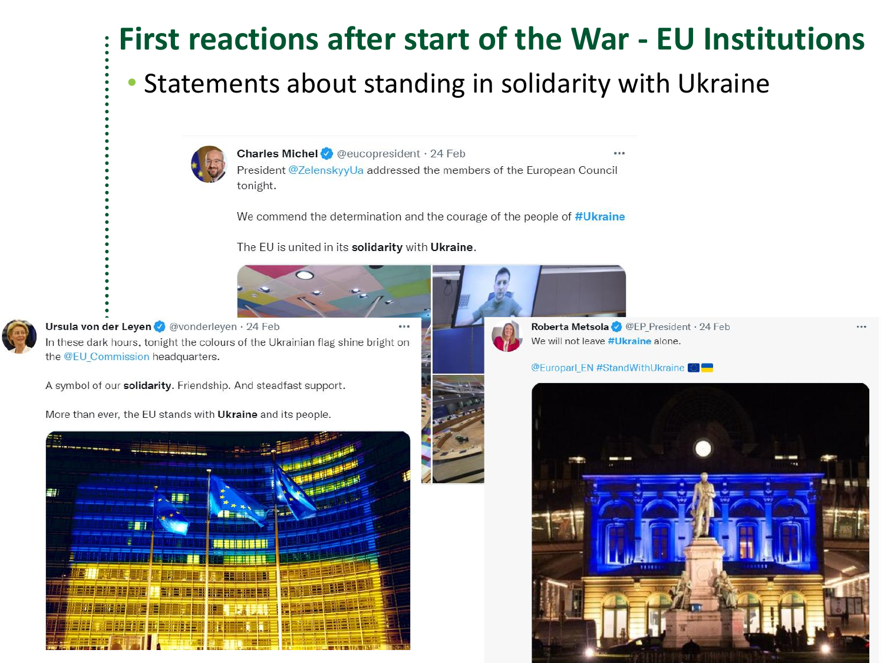# First reactions after start of the War - EU Institutions

- Statements about standing in solidarity with Ukraine

**Charles Michel** @eucopresident · 24 Feb

President @ZelenskyyUa addressed the members of the European Council tonight.

We commend the determination and the courage of the people of #Ukraine

The EU is united in its **solidarity** with **Ukraine**.

**Ursula von der Leyen** @vonderleyen · 24 Feb

In these dark hours, tonight the colours of the Ukrainian flag shine bright on the @EU_Commission headquarters.

A symbol of our **solidarity**. Friendship. And steadfast support.

More than ever, the EU stands with **Ukraine** and its people.

**Roberta Metsola** @EP_President · 24 Feb

We will not leave #Ukraine alone.

@Europarl_EN #StandWithUkraine 🇪🇺🇺🇦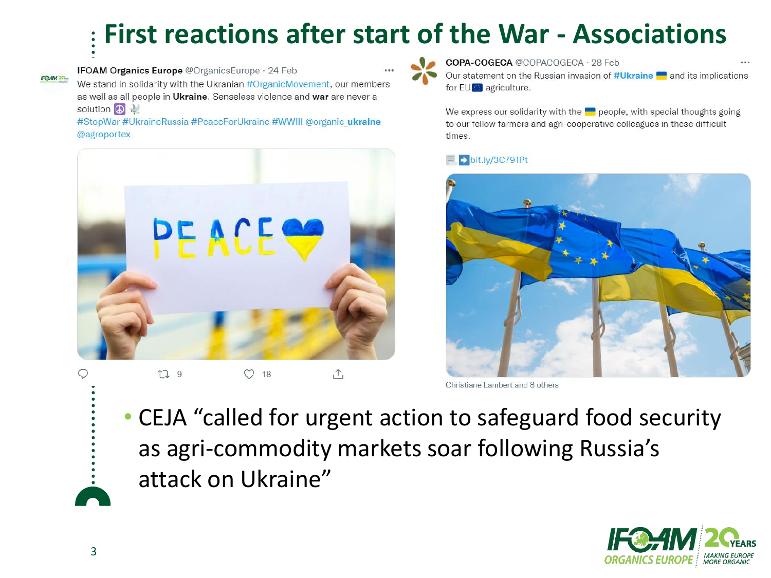# First reactions after start of the War - Associations

**IFOAM Organics Europe** @OrganicsEurope · 24 Feb

We stand in solidarity with the Ukranian #OrganicMovement, our members as well as all people in **Ukraine**. Senseless violence and **war** are never a solution ☮ 🕊

#StopWar #UkraineRussia #PeaceForUkraine #WWIII @organic_**ukraine** @agroportex

9 · 18

**COPA-COGECA** @COPACOGECA · 28 Feb

Our statement on the Russian invasion of **#Ukraine** 🇺🇦 and its implications for EU 🇪🇺 agriculture.

We express our solidarity with the 🇺🇦 people, with special thoughts going to our fellow farmers and agri-cooperative colleagues in these difficult times.

📄 ➡ bit.ly/3C791Pt

Christiane Lambert and 8 others

- CEJA "called for urgent action to safeguard food security as agri-commodity markets soar following Russia's attack on Ukraine"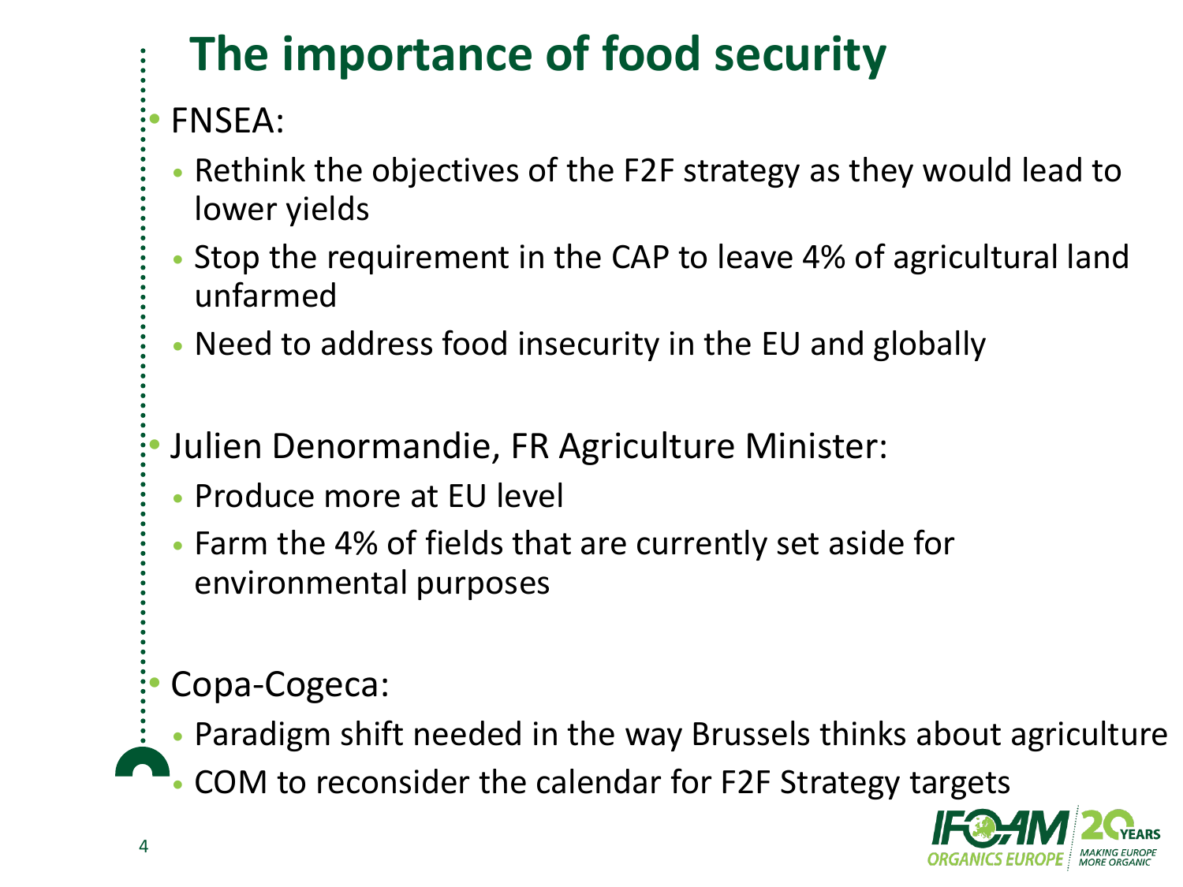# The importance of food security

- FNSEA:
  - Rethink the objectives of the F2F strategy as they would lead to lower yields
  - Stop the requirement in the CAP to leave 4% of agricultural land unfarmed
  - Need to address food insecurity in the EU and globally

- Julien Denormandie, FR Agriculture Minister:
  - Produce more at EU level
  - Farm the 4% of fields that are currently set aside for environmental purposes

- Copa-Cogeca:
  - Paradigm shift needed in the way Brussels thinks about agriculture
  - COM to reconsider the calendar for F2F Strategy targets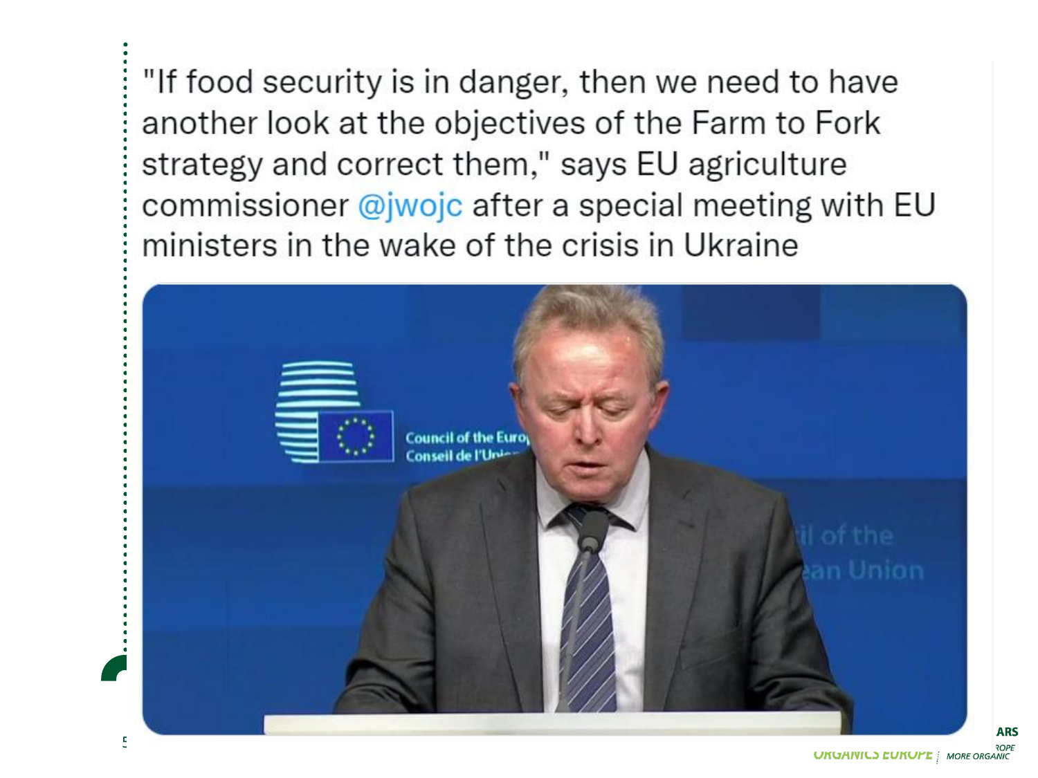"If food security is in danger, then we need to have another look at the objectives of the Farm to Fork strategy and correct them," says EU agriculture commissioner @jwojc after a special meeting with EU ministers in the wake of the crisis in Ukraine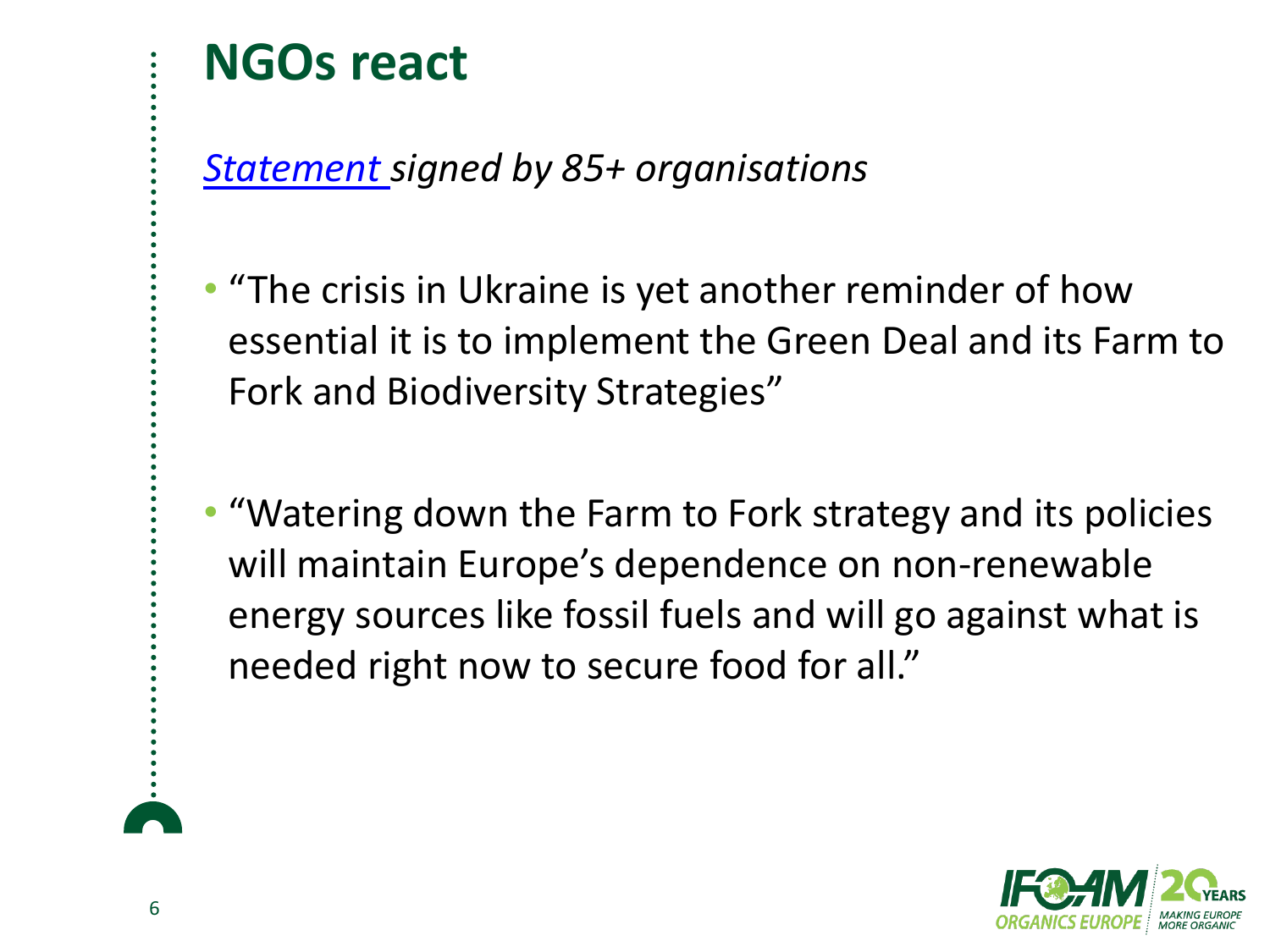# NGOs react

*Statement signed by 85+ organisations*

- "The crisis in Ukraine is yet another reminder of how essential it is to implement the Green Deal and its Farm to Fork and Biodiversity Strategies"

- "Watering down the Farm to Fork strategy and its policies will maintain Europe's dependence on non-renewable energy sources like fossil fuels and will go against what is needed right now to secure food for all."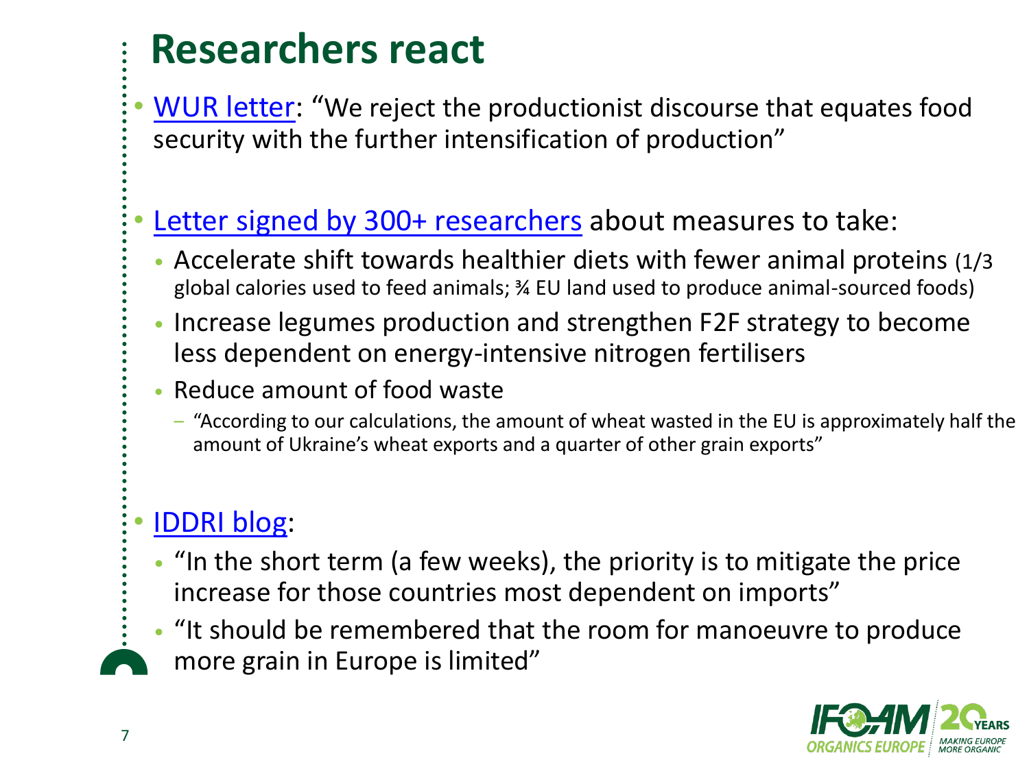# Researchers react

- WUR letter: "We reject the productionist discourse that equates food security with the further intensification of production"

- Letter signed by 300+ researchers about measures to take:
  - Accelerate shift towards healthier diets with fewer animal proteins (1/3 global calories used to feed animals; ¾ EU land used to produce animal-sourced foods)
  - Increase legumes production and strengthen F2F strategy to become less dependent on energy-intensive nitrogen fertilisers
  - Reduce amount of food waste
    - "According to our calculations, the amount of wheat wasted in the EU is approximately half the amount of Ukraine's wheat exports and a quarter of other grain exports"

- IDDRI blog:
  - "In the short term (a few weeks), the priority is to mitigate the price increase for those countries most dependent on imports"
  - "It should be remembered that the room for manoeuvre to produce more grain in Europe is limited"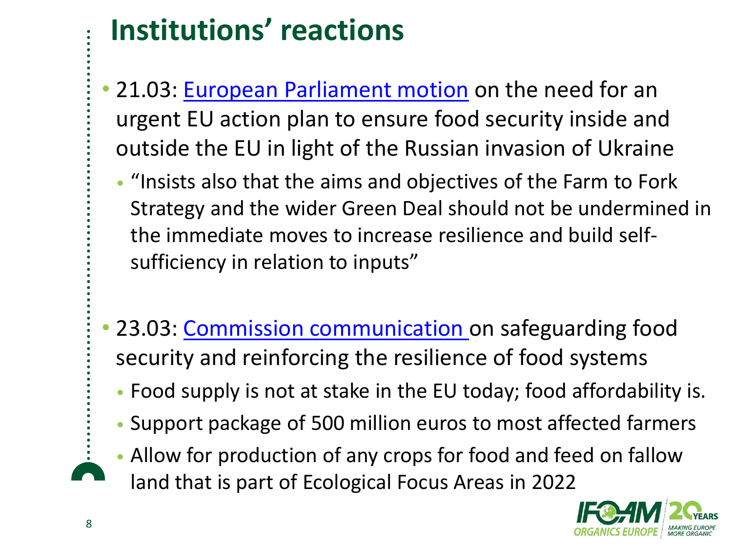# Institutions' reactions

- 21.03: European Parliament motion on the need for an urgent EU action plan to ensure food security inside and outside the EU in light of the Russian invasion of Ukraine
  - "Insists also that the aims and objectives of the Farm to Fork Strategy and the wider Green Deal should not be undermined in the immediate moves to increase resilience and build self-sufficiency in relation to inputs"

- 23.03: Commission communication on safeguarding food security and reinforcing the resilience of food systems
  - Food supply is not at stake in the EU today; food affordability is.
  - Support package of 500 million euros to most affected farmers
  - Allow for production of any crops for food and feed on fallow land that is part of Ecological Focus Areas in 2022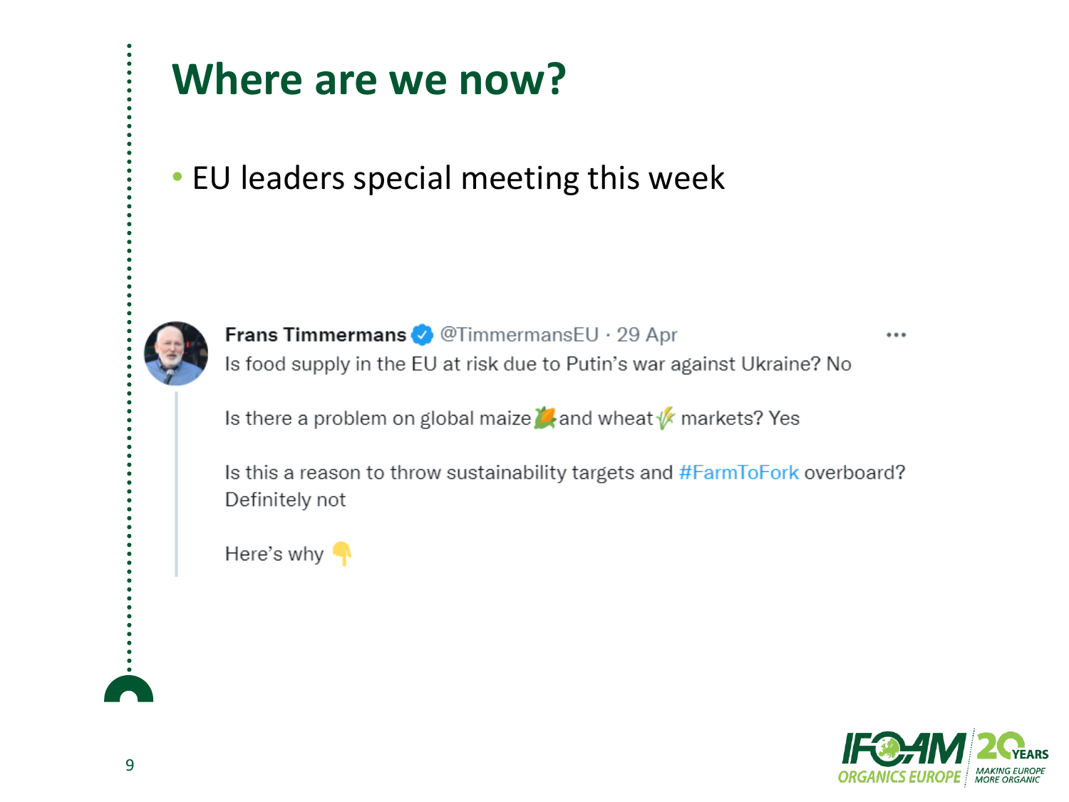# Where are we now?

- EU leaders special meeting this week

**Frans Timmermans** @TimmermansEU · 29 Apr

Is food supply in the EU at risk due to Putin's war against Ukraine? No

Is there a problem on global maize 🌽 and wheat 🌾 markets? Yes

Is this a reason to throw sustainability targets and #FarmToFork overboard? Definitely not

Here's why 👇